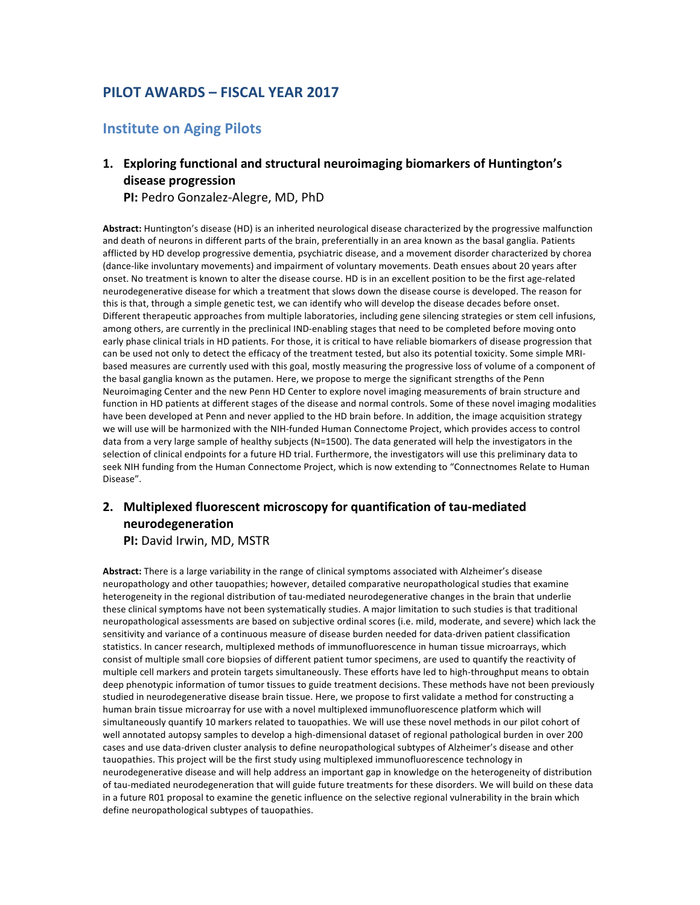# PILOT AWARDS – FISCAL YEAR 2017

## Institute on Aging Pilots

### 1. Exploring functional and structural neuroimaging biomarkers of Huntington's disease progression

**PI:** Pedro Gonzalez-Alegre, MD, PhD

**Abstract:** Huntington's disease (HD) is an inherited neurological disease characterized by the progressive malfunction and death of neurons in different parts of the brain, preferentially in an area known as the basal ganglia. Patients afflicted by HD develop progressive dementia, psychiatric disease, and a movement disorder characterized by chorea (dance-like involuntary movements) and impairment of voluntary movements. Death ensues about 20 years after onset. No treatment is known to alter the disease course. HD is in an excellent position to be the first age-related neurodegenerative disease for which a treatment that slows down the disease course is developed. The reason for this is that, through a simple genetic test, we can identify who will develop the disease decades before onset. Different therapeutic approaches from multiple laboratories, including gene silencing strategies or stem cell infusions, among others, are currently in the preclinical IND-enabling stages that need to be completed before moving onto early phase clinical trials in HD patients. For those, it is critical to have reliable biomarkers of disease progression that can be used not only to detect the efficacy of the treatment tested, but also its potential toxicity. Some simple MRI-based measures are currently used with this goal, mostly measuring the progressive loss of volume of a component of the basal ganglia known as the putamen. Here, we propose to merge the significant strengths of the Penn Neuroimaging Center and the new Penn HD Center to explore novel imaging measurements of brain structure and function in HD patients at different stages of the disease and normal controls. Some of these novel imaging modalities have been developed at Penn and never applied to the HD brain before. In addition, the image acquisition strategy we will use will be harmonized with the NIH-funded Human Connectome Project, which provides access to control data from a very large sample of healthy subjects (N=1500). The data generated will help the investigators in the selection of clinical endpoints for a future HD trial. Furthermore, the investigators will use this preliminary data to seek NIH funding from the Human Connectome Project, which is now extending to "Connectnomes Relate to Human Disease".

### 2. Multiplexed fluorescent microscopy for quantification of tau-mediated neurodegeneration

**PI:** David Irwin, MD, MSTR

**Abstract:** There is a large variability in the range of clinical symptoms associated with Alzheimer's disease neuropathology and other tauopathies; however, detailed comparative neuropathological studies that examine heterogeneity in the regional distribution of tau-mediated neurodegenerative changes in the brain that underlie these clinical symptoms have not been systematically studies. A major limitation to such studies is that traditional neuropathological assessments are based on subjective ordinal scores (i.e. mild, moderate, and severe) which lack the sensitivity and variance of a continuous measure of disease burden needed for data-driven patient classification statistics. In cancer research, multiplexed methods of immunofluorescence in human tissue microarrays, which consist of multiple small core biopsies of different patient tumor specimens, are used to quantify the reactivity of multiple cell markers and protein targets simultaneously. These efforts have led to high-throughput means to obtain deep phenotypic information of tumor tissues to guide treatment decisions. These methods have not been previously studied in neurodegenerative disease brain tissue. Here, we propose to first validate a method for constructing a human brain tissue microarray for use with a novel multiplexed immunofluorescence platform which will simultaneously quantify 10 markers related to tauopathies. We will use these novel methods in our pilot cohort of well annotated autopsy samples to develop a high-dimensional dataset of regional pathological burden in over 200 cases and use data-driven cluster analysis to define neuropathological subtypes of Alzheimer's disease and other tauopathies. This project will be the first study using multiplexed immunofluorescence technology in neurodegenerative disease and will help address an important gap in knowledge on the heterogeneity of distribution of tau-mediated neurodegeneration that will guide future treatments for these disorders. We will build on these data in a future R01 proposal to examine the genetic influence on the selective regional vulnerability in the brain which define neuropathological subtypes of tauopathies.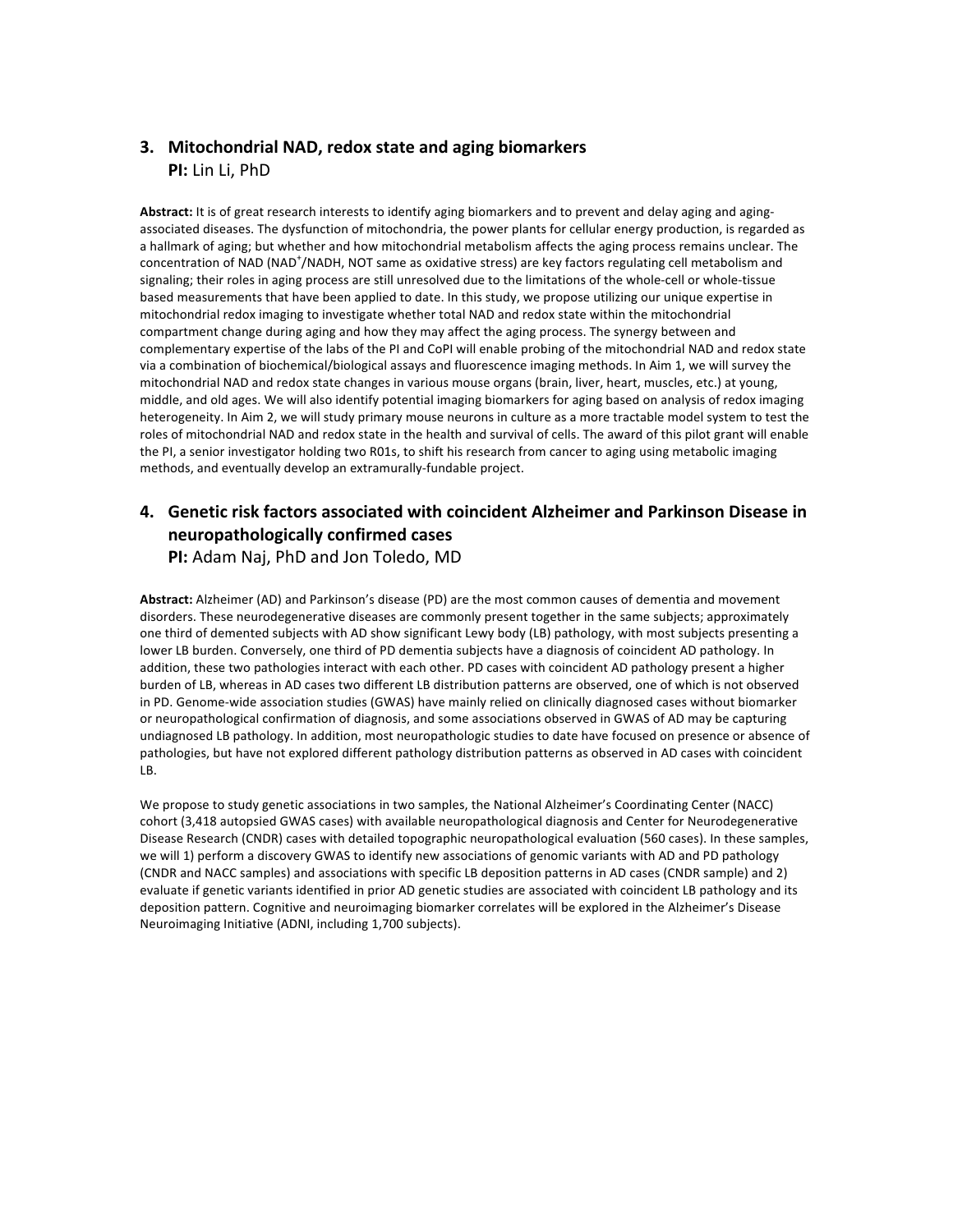## 3. Mitochondrial NAD, redox state and aging biomarkers

**PI:** Lin Li, PhD

**Abstract:** It is of great research interests to identify aging biomarkers and to prevent and delay aging and aging-associated diseases. The dysfunction of mitochondria, the power plants for cellular energy production, is regarded as a hallmark of aging; but whether and how mitochondrial metabolism affects the aging process remains unclear. The concentration of NAD ($NAD^+$/NADH, NOT same as oxidative stress) are key factors regulating cell metabolism and signaling; their roles in aging process are still unresolved due to the limitations of the whole-cell or whole-tissue based measurements that have been applied to date. In this study, we propose utilizing our unique expertise in mitochondrial redox imaging to investigate whether total NAD and redox state within the mitochondrial compartment change during aging and how they may affect the aging process. The synergy between and complementary expertise of the labs of the PI and CoPI will enable probing of the mitochondrial NAD and redox state via a combination of biochemical/biological assays and fluorescence imaging methods. In Aim 1, we will survey the mitochondrial NAD and redox state changes in various mouse organs (brain, liver, heart, muscles, etc.) at young, middle, and old ages. We will also identify potential imaging biomarkers for aging based on analysis of redox imaging heterogeneity. In Aim 2, we will study primary mouse neurons in culture as a more tractable model system to test the roles of mitochondrial NAD and redox state in the health and survival of cells. The award of this pilot grant will enable the PI, a senior investigator holding two R01s, to shift his research from cancer to aging using metabolic imaging methods, and eventually develop an extramurally-fundable project.

## 4. Genetic risk factors associated with coincident Alzheimer and Parkinson Disease in neuropathologically confirmed cases

**PI:** Adam Naj, PhD and Jon Toledo, MD

**Abstract:** Alzheimer (AD) and Parkinson's disease (PD) are the most common causes of dementia and movement disorders. These neurodegenerative diseases are commonly present together in the same subjects; approximately one third of demented subjects with AD show significant Lewy body (LB) pathology, with most subjects presenting a lower LB burden. Conversely, one third of PD dementia subjects have a diagnosis of coincident AD pathology. In addition, these two pathologies interact with each other. PD cases with coincident AD pathology present a higher burden of LB, whereas in AD cases two different LB distribution patterns are observed, one of which is not observed in PD. Genome-wide association studies (GWAS) have mainly relied on clinically diagnosed cases without biomarker or neuropathological confirmation of diagnosis, and some associations observed in GWAS of AD may be capturing undiagnosed LB pathology. In addition, most neuropathologic studies to date have focused on presence or absence of pathologies, but have not explored different pathology distribution patterns as observed in AD cases with coincident LB.

We propose to study genetic associations in two samples, the National Alzheimer's Coordinating Center (NACC) cohort (3,418 autopsied GWAS cases) with available neuropathological diagnosis and Center for Neurodegenerative Disease Research (CNDR) cases with detailed topographic neuropathological evaluation (560 cases). In these samples, we will 1) perform a discovery GWAS to identify new associations of genomic variants with AD and PD pathology (CNDR and NACC samples) and associations with specific LB deposition patterns in AD cases (CNDR sample) and 2) evaluate if genetic variants identified in prior AD genetic studies are associated with coincident LB pathology and its deposition pattern. Cognitive and neuroimaging biomarker correlates will be explored in the Alzheimer's Disease Neuroimaging Initiative (ADNI, including 1,700 subjects).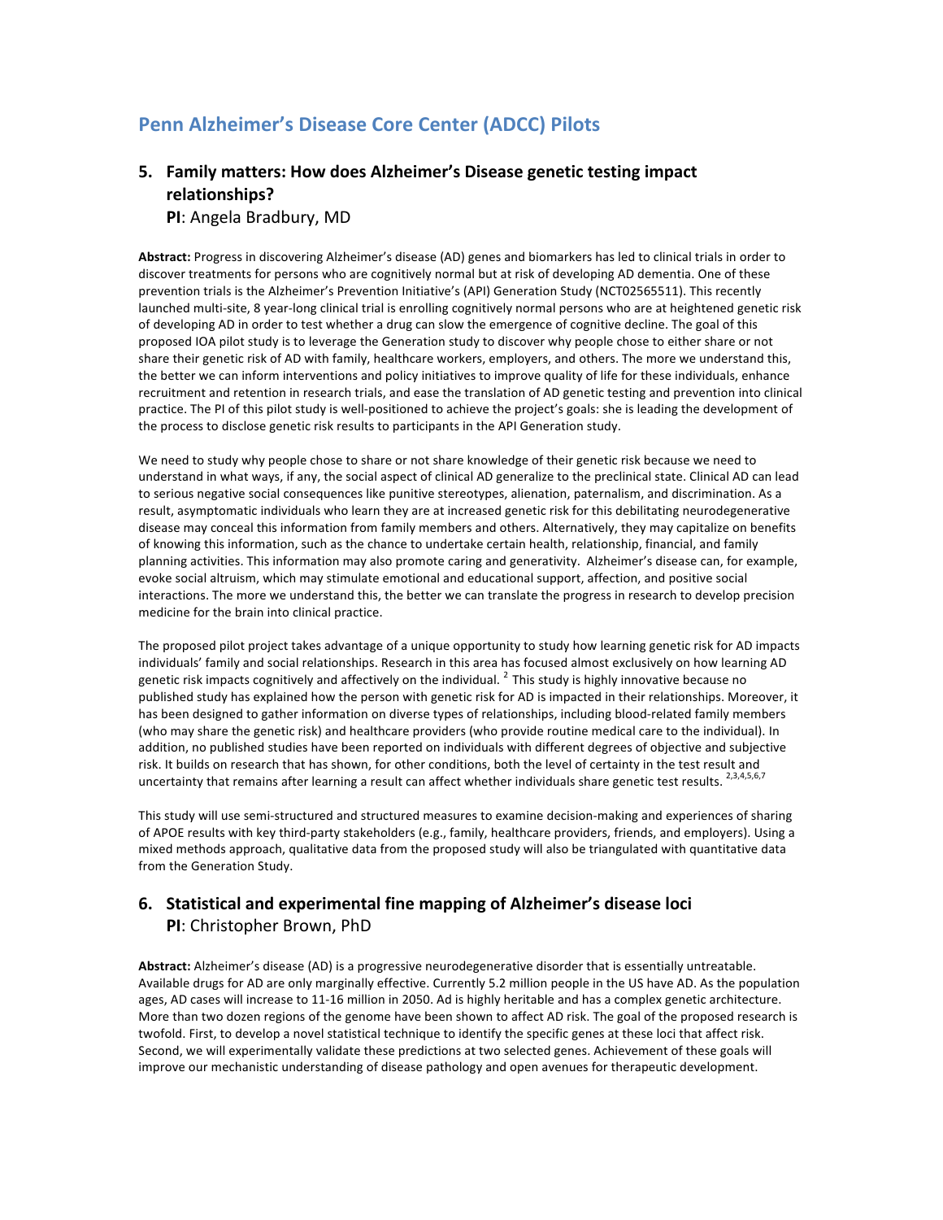## Penn Alzheimer's Disease Core Center (ADCC) Pilots

### 5. Family matters: How does Alzheimer's Disease genetic testing impact relationships?

**PI**: Angela Bradbury, MD

**Abstract:** Progress in discovering Alzheimer's disease (AD) genes and biomarkers has led to clinical trials in order to discover treatments for persons who are cognitively normal but at risk of developing AD dementia. One of these prevention trials is the Alzheimer's Prevention Initiative's (API) Generation Study (NCT02565511). This recently launched multi-site, 8 year-long clinical trial is enrolling cognitively normal persons who are at heightened genetic risk of developing AD in order to test whether a drug can slow the emergence of cognitive decline. The goal of this proposed IOA pilot study is to leverage the Generation study to discover why people chose to either share or not share their genetic risk of AD with family, healthcare workers, employers, and others. The more we understand this, the better we can inform interventions and policy initiatives to improve quality of life for these individuals, enhance recruitment and retention in research trials, and ease the translation of AD genetic testing and prevention into clinical practice. The PI of this pilot study is well-positioned to achieve the project's goals: she is leading the development of the process to disclose genetic risk results to participants in the API Generation study.

We need to study why people chose to share or not share knowledge of their genetic risk because we need to understand in what ways, if any, the social aspect of clinical AD generalize to the preclinical state. Clinical AD can lead to serious negative social consequences like punitive stereotypes, alienation, paternalism, and discrimination. As a result, asymptomatic individuals who learn they are at increased genetic risk for this debilitating neurodegenerative disease may conceal this information from family members and others. Alternatively, they may capitalize on benefits of knowing this information, such as the chance to undertake certain health, relationship, financial, and family planning activities. This information may also promote caring and generativity. Alzheimer's disease can, for example, evoke social altruism, which may stimulate emotional and educational support, affection, and positive social interactions. The more we understand this, the better we can translate the progress in research to develop precision medicine for the brain into clinical practice.

The proposed pilot project takes advantage of a unique opportunity to study how learning genetic risk for AD impacts individuals' family and social relationships. Research in this area has focused almost exclusively on how learning AD genetic risk impacts cognitively and affectively on the individual. [2] This study is highly innovative because no published study has explained how the person with genetic risk for AD is impacted in their relationships. Moreover, it has been designed to gather information on diverse types of relationships, including blood-related family members (who may share the genetic risk) and healthcare providers (who provide routine medical care to the individual). In addition, no published studies have been reported on individuals with different degrees of objective and subjective risk. It builds on research that has shown, for other conditions, both the level of certainty in the test result and uncertainty that remains after learning a result can affect whether individuals share genetic test results. [2,3,4,5,6,7]

This study will use semi-structured and structured measures to examine decision-making and experiences of sharing of APOE results with key third-party stakeholders (e.g., family, healthcare providers, friends, and employers). Using a mixed methods approach, qualitative data from the proposed study will also be triangulated with quantitative data from the Generation Study.

### 6. Statistical and experimental fine mapping of Alzheimer's disease loci

**PI**: Christopher Brown, PhD

**Abstract:** Alzheimer's disease (AD) is a progressive neurodegenerative disorder that is essentially untreatable. Available drugs for AD are only marginally effective. Currently 5.2 million people in the US have AD. As the population ages, AD cases will increase to 11-16 million in 2050. Ad is highly heritable and has a complex genetic architecture. More than two dozen regions of the genome have been shown to affect AD risk. The goal of the proposed research is twofold. First, to develop a novel statistical technique to identify the specific genes at these loci that affect risk. Second, we will experimentally validate these predictions at two selected genes. Achievement of these goals will improve our mechanistic understanding of disease pathology and open avenues for therapeutic development.